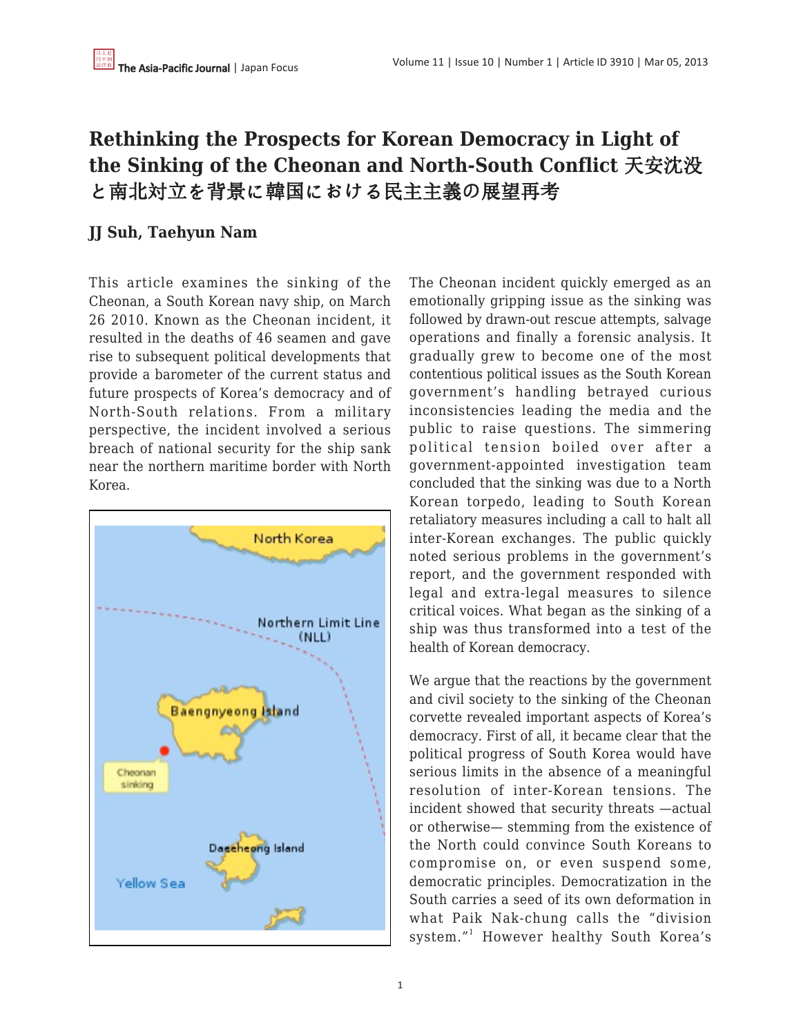# Rethinking the Prospects for Korean Democracy in Light of the Sinking of the Cheonan and North-South Conflict 天安沈没と南北対立を背景に韓国における民主主義の展望再考

**JJ Suh, Taehyun Nam**

This article examines the sinking of the Cheonan, a South Korean navy ship, on March 26 2010. Known as the Cheonan incident, it resulted in the deaths of 46 seamen and gave rise to subsequent political developments that provide a barometer of the current status and future prospects of Korea's democracy and of North-South relations. From a military perspective, the incident involved a serious breach of national security for the ship sank near the northern maritime border with North Korea.

The Cheonan incident quickly emerged as an emotionally gripping issue as the sinking was followed by drawn-out rescue attempts, salvage operations and finally a forensic analysis. It gradually grew to become one of the most contentious political issues as the South Korean government's handling betrayed curious inconsistencies leading the media and the public to raise questions. The simmering political tension boiled over after a government-appointed investigation team concluded that the sinking was due to a North Korean torpedo, leading to South Korean retaliatory measures including a call to halt all inter-Korean exchanges. The public quickly noted serious problems in the government's report, and the government responded with legal and extra-legal measures to silence critical voices. What began as the sinking of a ship was thus transformed into a test of the health of Korean democracy.

We argue that the reactions by the government and civil society to the sinking of the Cheonan corvette revealed important aspects of Korea's democracy. First of all, it became clear that the political progress of South Korea would have serious limits in the absence of a meaningful resolution of inter-Korean tensions. The incident showed that security threats —actual or otherwise— stemming from the existence of the North could convince South Koreans to compromise on, or even suspend some, democratic principles. Democratization in the South carries a seed of its own deformation in what Paik Nak-chung calls the "division system."[1] However healthy South Korea's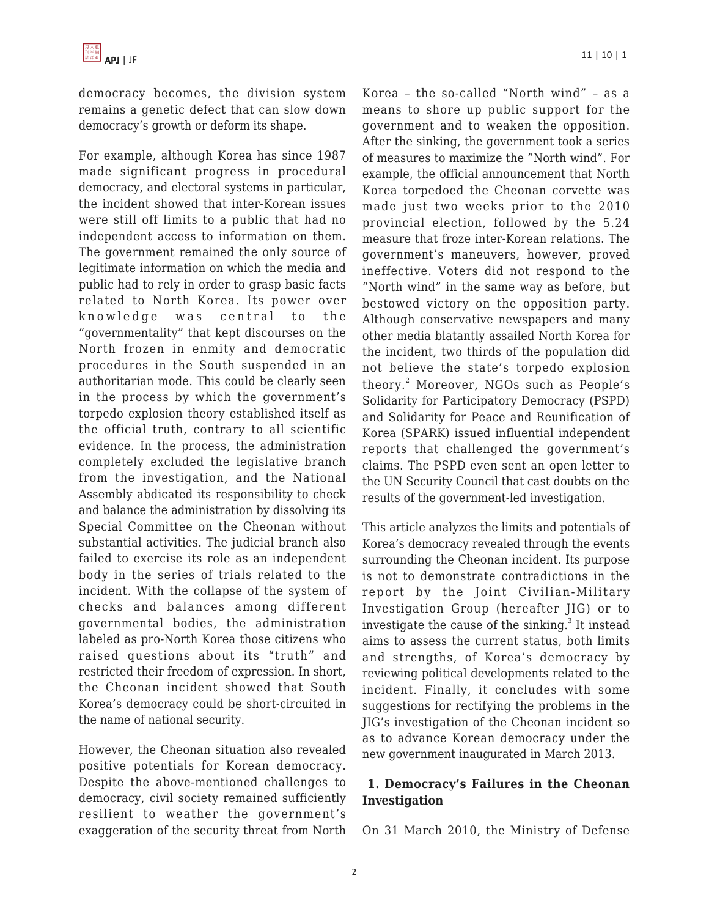democracy becomes, the division system remains a genetic defect that can slow down democracy's growth or deform its shape.

For example, although Korea has since 1987 made significant progress in procedural democracy, and electoral systems in particular, the incident showed that inter-Korean issues were still off limits to a public that had no independent access to information on them. The government remained the only source of legitimate information on which the media and public had to rely in order to grasp basic facts related to North Korea. Its power over knowledge was central to the "governmentality" that kept discourses on the North frozen in enmity and democratic procedures in the South suspended in an authoritarian mode. This could be clearly seen in the process by which the government's torpedo explosion theory established itself as the official truth, contrary to all scientific evidence. In the process, the administration completely excluded the legislative branch from the investigation, and the National Assembly abdicated its responsibility to check and balance the administration by dissolving its Special Committee on the Cheonan without substantial activities. The judicial branch also failed to exercise its role as an independent body in the series of trials related to the incident. With the collapse of the system of checks and balances among different governmental bodies, the administration labeled as pro-North Korea those citizens who raised questions about its "truth" and restricted their freedom of expression. In short, the Cheonan incident showed that South Korea's democracy could be short-circuited in the name of national security.

However, the Cheonan situation also revealed positive potentials for Korean democracy. Despite the above-mentioned challenges to democracy, civil society remained sufficiently resilient to weather the government's exaggeration of the security threat from North Korea – the so-called "North wind" – as a means to shore up public support for the government and to weaken the opposition. After the sinking, the government took a series of measures to maximize the "North wind". For example, the official announcement that North Korea torpedoed the Cheonan corvette was made just two weeks prior to the 2010 provincial election, followed by the 5.24 measure that froze inter-Korean relations. The government's maneuvers, however, proved ineffective. Voters did not respond to the "North wind" in the same way as before, but bestowed victory on the opposition party. Although conservative newspapers and many other media blatantly assailed North Korea for the incident, two thirds of the population did not believe the state's torpedo explosion theory.[2] Moreover, NGOs such as People's Solidarity for Participatory Democracy (PSPD) and Solidarity for Peace and Reunification of Korea (SPARK) issued influential independent reports that challenged the government's claims. The PSPD even sent an open letter to the UN Security Council that cast doubts on the results of the government-led investigation.

This article analyzes the limits and potentials of Korea's democracy revealed through the events surrounding the Cheonan incident. Its purpose is not to demonstrate contradictions in the report by the Joint Civilian-Military Investigation Group (hereafter JIG) or to investigate the cause of the sinking.[3] It instead aims to assess the current status, both limits and strengths, of Korea's democracy by reviewing political developments related to the incident. Finally, it concludes with some suggestions for rectifying the problems in the JIG's investigation of the Cheonan incident so as to advance Korean democracy under the new government inaugurated in March 2013.

## 1. Democracy's Failures in the Cheonan Investigation

On 31 March 2010, the Ministry of Defense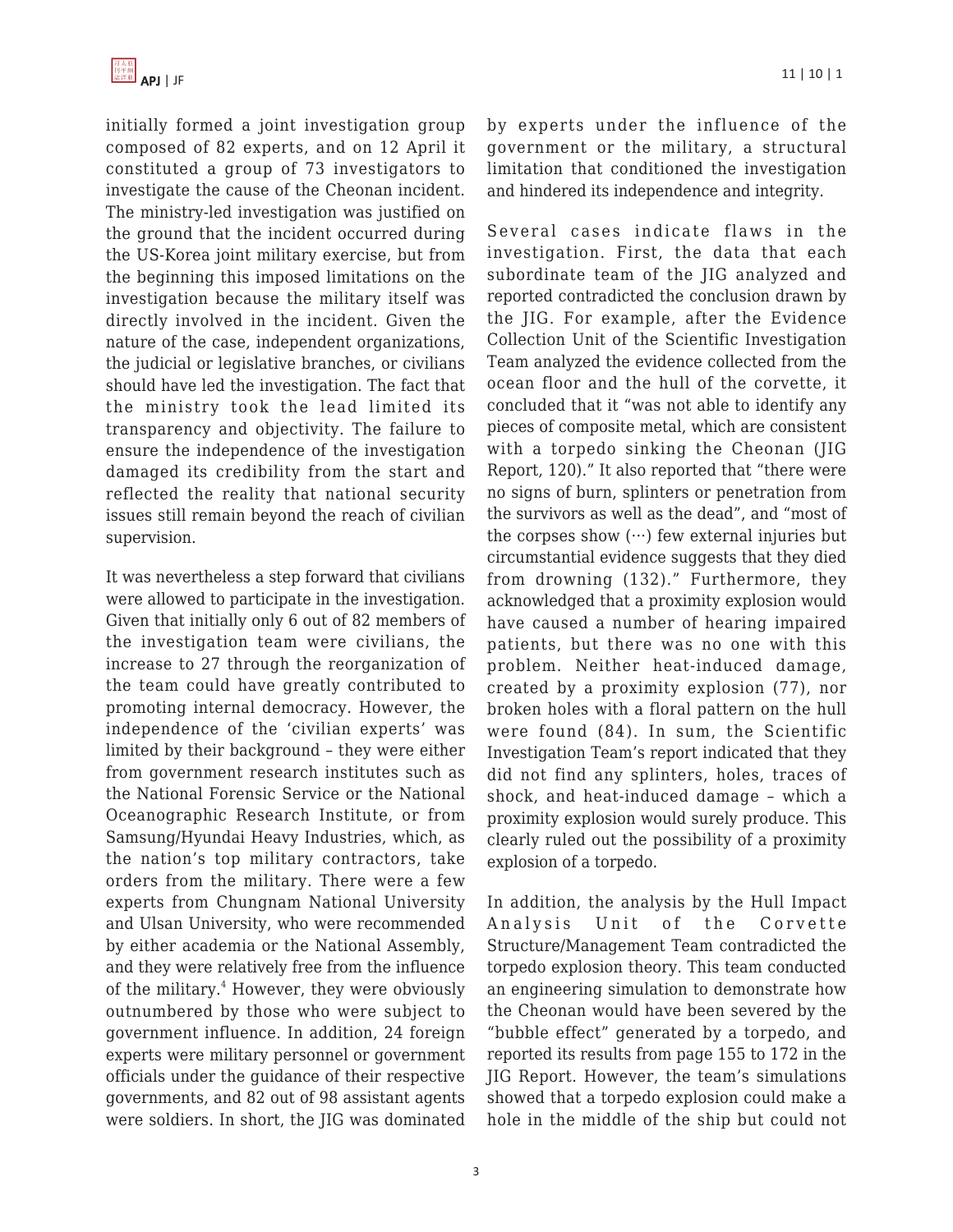initially formed a joint investigation group composed of 82 experts, and on 12 April it constituted a group of 73 investigators to investigate the cause of the Cheonan incident. The ministry-led investigation was justified on the ground that the incident occurred during the US-Korea joint military exercise, but from the beginning this imposed limitations on the investigation because the military itself was directly involved in the incident. Given the nature of the case, independent organizations, the judicial or legislative branches, or civilians should have led the investigation. The fact that the ministry took the lead limited its transparency and objectivity. The failure to ensure the independence of the investigation damaged its credibility from the start and reflected the reality that national security issues still remain beyond the reach of civilian supervision.

It was nevertheless a step forward that civilians were allowed to participate in the investigation. Given that initially only 6 out of 82 members of the investigation team were civilians, the increase to 27 through the reorganization of the team could have greatly contributed to promoting internal democracy. However, the independence of the 'civilian experts' was limited by their background – they were either from government research institutes such as the National Forensic Service or the National Oceanographic Research Institute, or from Samsung/Hyundai Heavy Industries, which, as the nation's top military contractors, take orders from the military. There were a few experts from Chungnam National University and Ulsan University, who were recommended by either academia or the National Assembly, and they were relatively free from the influence of the military.[4] However, they were obviously outnumbered by those who were subject to government influence. In addition, 24 foreign experts were military personnel or government officials under the guidance of their respective governments, and 82 out of 98 assistant agents were soldiers. In short, the JIG was dominated by experts under the influence of the government or the military, a structural limitation that conditioned the investigation and hindered its independence and integrity.

Several cases indicate flaws in the investigation. First, the data that each subordinate team of the JIG analyzed and reported contradicted the conclusion drawn by the JIG. For example, after the Evidence Collection Unit of the Scientific Investigation Team analyzed the evidence collected from the ocean floor and the hull of the corvette, it concluded that it "was not able to identify any pieces of composite metal, which are consistent with a torpedo sinking the Cheonan (JIG Report, 120)." It also reported that "there were no signs of burn, splinters or penetration from the survivors as well as the dead", and "most of the corpses show (…) few external injuries but circumstantial evidence suggests that they died from drowning (132)." Furthermore, they acknowledged that a proximity explosion would have caused a number of hearing impaired patients, but there was no one with this problem. Neither heat-induced damage, created by a proximity explosion (77), nor broken holes with a floral pattern on the hull were found (84). In sum, the Scientific Investigation Team's report indicated that they did not find any splinters, holes, traces of shock, and heat-induced damage – which a proximity explosion would surely produce. This clearly ruled out the possibility of a proximity explosion of a torpedo.

In addition, the analysis by the Hull Impact Analysis Unit of the Corvette Structure/Management Team contradicted the torpedo explosion theory. This team conducted an engineering simulation to demonstrate how the Cheonan would have been severed by the "bubble effect" generated by a torpedo, and reported its results from page 155 to 172 in the JIG Report. However, the team's simulations showed that a torpedo explosion could make a hole in the middle of the ship but could not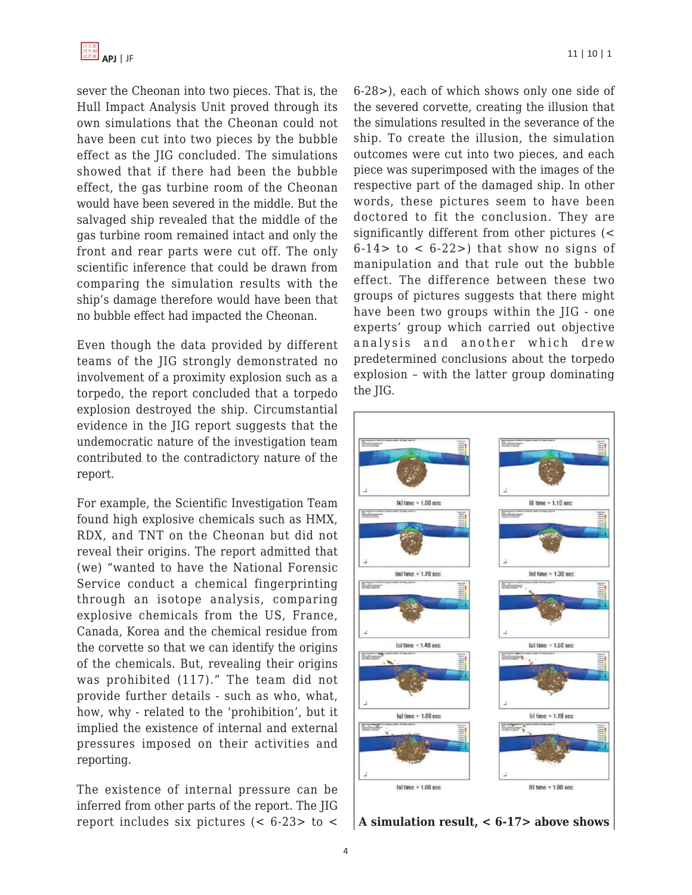sever the Cheonan into two pieces. That is, the Hull Impact Analysis Unit proved through its own simulations that the Cheonan could not have been cut into two pieces by the bubble effect as the JIG concluded. The simulations showed that if there had been the bubble effect, the gas turbine room of the Cheonan would have been severed in the middle. But the salvaged ship revealed that the middle of the gas turbine room remained intact and only the front and rear parts were cut off. The only scientific inference that could be drawn from comparing the simulation results with the ship's damage therefore would have been that no bubble effect had impacted the Cheonan.

Even though the data provided by different teams of the JIG strongly demonstrated no involvement of a proximity explosion such as a torpedo, the report concluded that a torpedo explosion destroyed the ship. Circumstantial evidence in the JIG report suggests that the undemocratic nature of the investigation team contributed to the contradictory nature of the report.

For example, the Scientific Investigation Team found high explosive chemicals such as HMX, RDX, and TNT on the Cheonan but did not reveal their origins. The report admitted that (we) "wanted to have the National Forensic Service conduct a chemical fingerprinting through an isotope analysis, comparing explosive chemicals from the US, France, Canada, Korea and the chemical residue from the corvette so that we can identify the origins of the chemicals. But, revealing their origins was prohibited (117)." The team did not provide further details - such as who, what, how, why - related to the 'prohibition', but it implied the existence of internal and external pressures imposed on their activities and reporting.

The existence of internal pressure can be inferred from other parts of the report. The JIG report includes six pictures (< 6-23> to < 6-28>), each of which shows only one side of the severed corvette, creating the illusion that the simulations resulted in the severance of the ship. To create the illusion, the simulation outcomes were cut into two pieces, and each piece was superimposed with the images of the respective part of the damaged ship. In other words, these pictures seem to have been doctored to fit the conclusion. They are significantly different from other pictures (< 6-14> to < 6-22>) that show no signs of manipulation and that rule out the bubble effect. The difference between these two groups of pictures suggests that there might have been two groups within the JIG - one experts' group which carried out objective analysis and another which drew predetermined conclusions about the torpedo explosion – with the latter group dominating the JIG.

(k) time = 1.00 sec (l) time = 1.10 sec (m) time = 1.20 sec (n) time = 1.30 sec (o) time = 1.40 sec (p) time = 1.50 sec (q) time = 1.60 sec (r) time = 1.70 sec (s) time = 1.80 sec (t) time = 1.90 sec

**A simulation result, < 6-17> above shows**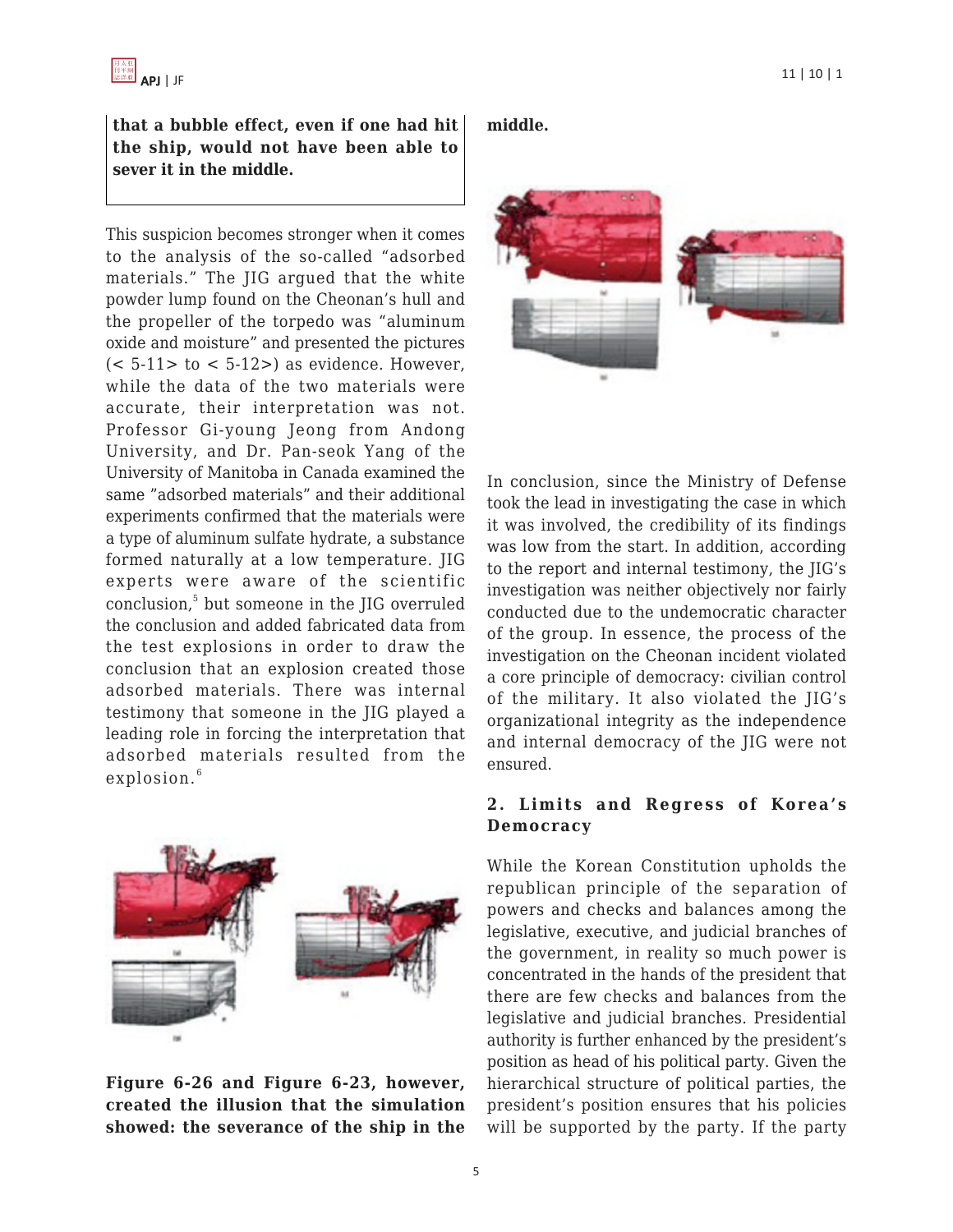**that a bubble effect, even if one had hit the ship, would not have been able to sever it in the middle.**

This suspicion becomes stronger when it comes to the analysis of the so-called "adsorbed materials." The JIG argued that the white powder lump found on the Cheonan's hull and the propeller of the torpedo was "aluminum oxide and moisture" and presented the pictures (< 5-11> to < 5-12>) as evidence. However, while the data of the two materials were accurate, their interpretation was not. Professor Gi-young Jeong from Andong University, and Dr. Pan-seok Yang of the University of Manitoba in Canada examined the same "adsorbed materials" and their additional experiments confirmed that the materials were a type of aluminum sulfate hydrate, a substance formed naturally at a low temperature. JIG experts were aware of the scientific conclusion,[5] but someone in the JIG overruled the conclusion and added fabricated data from the test explosions in order to draw the conclusion that an explosion created those adsorbed materials. There was internal testimony that someone in the JIG played a leading role in forcing the interpretation that adsorbed materials resulted from the explosion.[6]

**Figure 6-26 and Figure 6-23, however, created the illusion that the simulation showed: the severance of the ship in the middle.**

In conclusion, since the Ministry of Defense took the lead in investigating the case in which it was involved, the credibility of its findings was low from the start. In addition, according to the report and internal testimony, the JIG's investigation was neither objectively nor fairly conducted due to the undemocratic character of the group. In essence, the process of the investigation on the Cheonan incident violated a core principle of democracy: civilian control of the military. It also violated the JIG's organizational integrity as the independence and internal democracy of the JIG were not ensured.

## 2. Limits and Regress of Korea's Democracy

While the Korean Constitution upholds the republican principle of the separation of powers and checks and balances among the legislative, executive, and judicial branches of the government, in reality so much power is concentrated in the hands of the president that there are few checks and balances from the legislative and judicial branches. Presidential authority is further enhanced by the president's position as head of his political party. Given the hierarchical structure of political parties, the president's position ensures that his policies will be supported by the party. If the party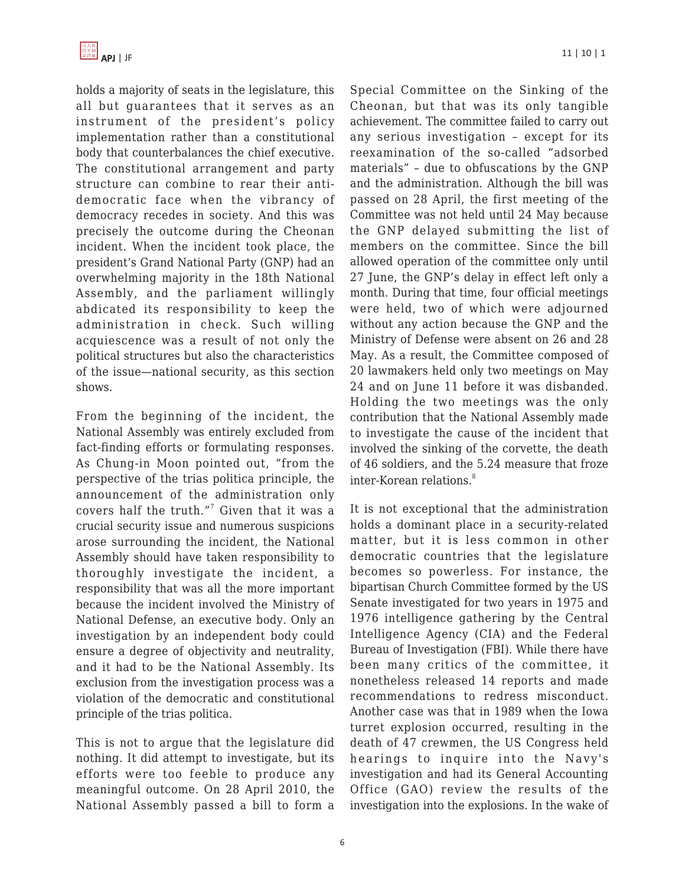holds a majority of seats in the legislature, this all but guarantees that it serves as an instrument of the president's policy implementation rather than a constitutional body that counterbalances the chief executive. The constitutional arrangement and party structure can combine to rear their anti-democratic face when the vibrancy of democracy recedes in society. And this was precisely the outcome during the Cheonan incident. When the incident took place, the president's Grand National Party (GNP) had an overwhelming majority in the 18th National Assembly, and the parliament willingly abdicated its responsibility to keep the administration in check. Such willing acquiescence was a result of not only the political structures but also the characteristics of the issue—national security, as this section shows.

From the beginning of the incident, the National Assembly was entirely excluded from fact-finding efforts or formulating responses. As Chung-in Moon pointed out, "from the perspective of the trias politica principle, the announcement of the administration only covers half the truth."[7] Given that it was a crucial security issue and numerous suspicions arose surrounding the incident, the National Assembly should have taken responsibility to thoroughly investigate the incident, a responsibility that was all the more important because the incident involved the Ministry of National Defense, an executive body. Only an investigation by an independent body could ensure a degree of objectivity and neutrality, and it had to be the National Assembly. Its exclusion from the investigation process was a violation of the democratic and constitutional principle of the trias politica.

This is not to argue that the legislature did nothing. It did attempt to investigate, but its efforts were too feeble to produce any meaningful outcome. On 28 April 2010, the National Assembly passed a bill to form a Special Committee on the Sinking of the Cheonan, but that was its only tangible achievement. The committee failed to carry out any serious investigation – except for its reexamination of the so-called "adsorbed materials" – due to obfuscations by the GNP and the administration. Although the bill was passed on 28 April, the first meeting of the Committee was not held until 24 May because the GNP delayed submitting the list of members on the committee. Since the bill allowed operation of the committee only until 27 June, the GNP's delay in effect left only a month. During that time, four official meetings were held, two of which were adjourned without any action because the GNP and the Ministry of Defense were absent on 26 and 28 May. As a result, the Committee composed of 20 lawmakers held only two meetings on May 24 and on June 11 before it was disbanded. Holding the two meetings was the only contribution that the National Assembly made to investigate the cause of the incident that involved the sinking of the corvette, the death of 46 soldiers, and the 5.24 measure that froze inter-Korean relations.[8]

It is not exceptional that the administration holds a dominant place in a security-related matter, but it is less common in other democratic countries that the legislature becomes so powerless. For instance, the bipartisan Church Committee formed by the US Senate investigated for two years in 1975 and 1976 intelligence gathering by the Central Intelligence Agency (CIA) and the Federal Bureau of Investigation (FBI). While there have been many critics of the committee, it nonetheless released 14 reports and made recommendations to redress misconduct. Another case was that in 1989 when the Iowa turret explosion occurred, resulting in the death of 47 crewmen, the US Congress held hearings to inquire into the Navy's investigation and had its General Accounting Office (GAO) review the results of the investigation into the explosions. In the wake of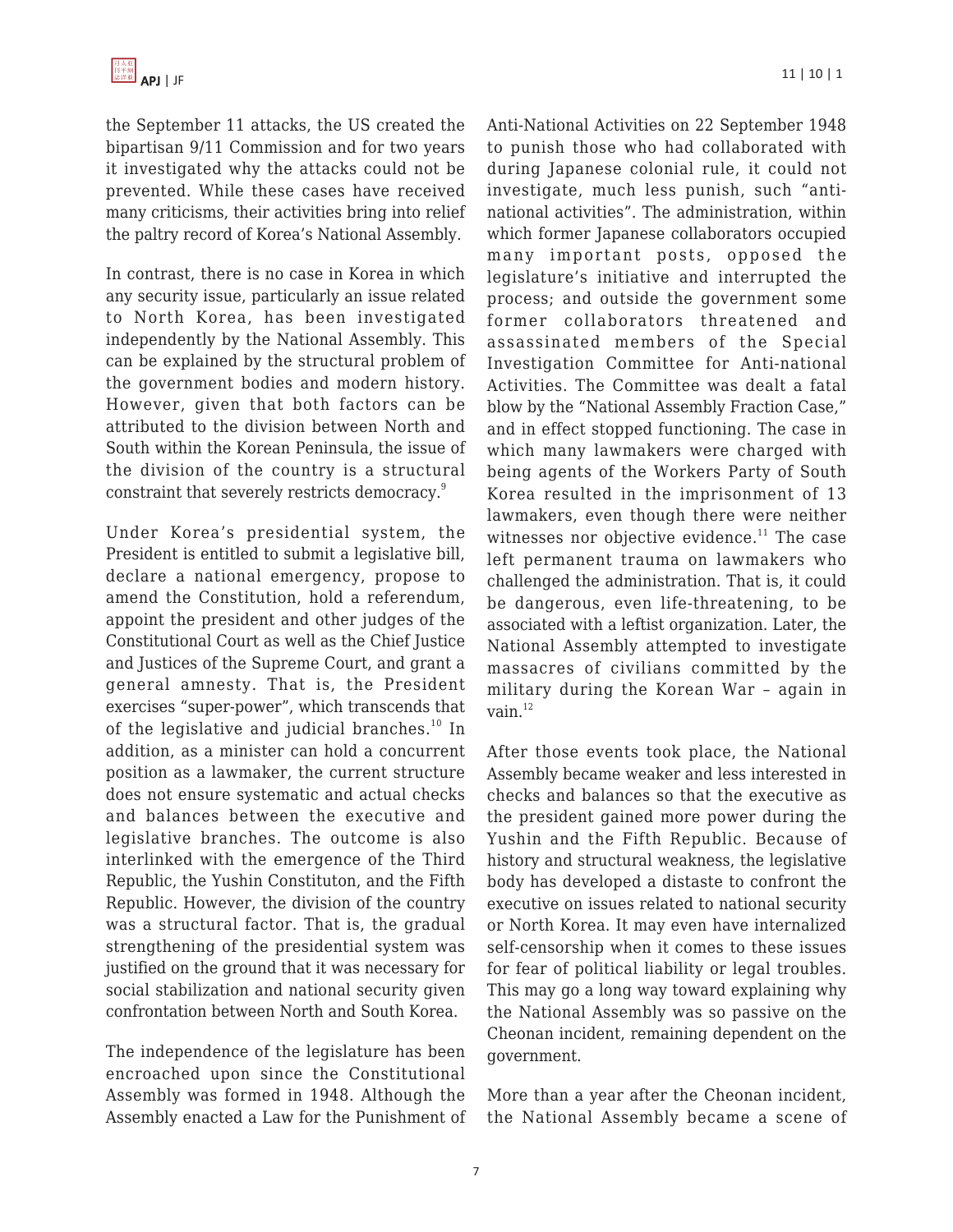the September 11 attacks, the US created the bipartisan 9/11 Commission and for two years it investigated why the attacks could not be prevented. While these cases have received many criticisms, their activities bring into relief the paltry record of Korea's National Assembly.

In contrast, there is no case in Korea in which any security issue, particularly an issue related to North Korea, has been investigated independently by the National Assembly. This can be explained by the structural problem of the government bodies and modern history. However, given that both factors can be attributed to the division between North and South within the Korean Peninsula, the issue of the division of the country is a structural constraint that severely restricts democracy.[9]

Under Korea's presidential system, the President is entitled to submit a legislative bill, declare a national emergency, propose to amend the Constitution, hold a referendum, appoint the president and other judges of the Constitutional Court as well as the Chief Justice and Justices of the Supreme Court, and grant a general amnesty. That is, the President exercises "super-power", which transcends that of the legislative and judicial branches.[10] In addition, as a minister can hold a concurrent position as a lawmaker, the current structure does not ensure systematic and actual checks and balances between the executive and legislative branches. The outcome is also interlinked with the emergence of the Third Republic, the Yushin Constituton, and the Fifth Republic. However, the division of the country was a structural factor. That is, the gradual strengthening of the presidential system was justified on the ground that it was necessary for social stabilization and national security given confrontation between North and South Korea.

The independence of the legislature has been encroached upon since the Constitutional Assembly was formed in 1948. Although the Assembly enacted a Law for the Punishment of Anti-National Activities on 22 September 1948 to punish those who had collaborated with during Japanese colonial rule, it could not investigate, much less punish, such "anti-national activities". The administration, within which former Japanese collaborators occupied many important posts, opposed the legislature's initiative and interrupted the process; and outside the government some former collaborators threatened and assassinated members of the Special Investigation Committee for Anti-national Activities. The Committee was dealt a fatal blow by the "National Assembly Fraction Case," and in effect stopped functioning. The case in which many lawmakers were charged with being agents of the Workers Party of South Korea resulted in the imprisonment of 13 lawmakers, even though there were neither witnesses nor objective evidence.[11] The case left permanent trauma on lawmakers who challenged the administration. That is, it could be dangerous, even life-threatening, to be associated with a leftist organization. Later, the National Assembly attempted to investigate massacres of civilians committed by the military during the Korean War – again in vain.[12]

After those events took place, the National Assembly became weaker and less interested in checks and balances so that the executive as the president gained more power during the Yushin and the Fifth Republic. Because of history and structural weakness, the legislative body has developed a distaste to confront the executive on issues related to national security or North Korea. It may even have internalized self-censorship when it comes to these issues for fear of political liability or legal troubles. This may go a long way toward explaining why the National Assembly was so passive on the Cheonan incident, remaining dependent on the government.

More than a year after the Cheonan incident, the National Assembly became a scene of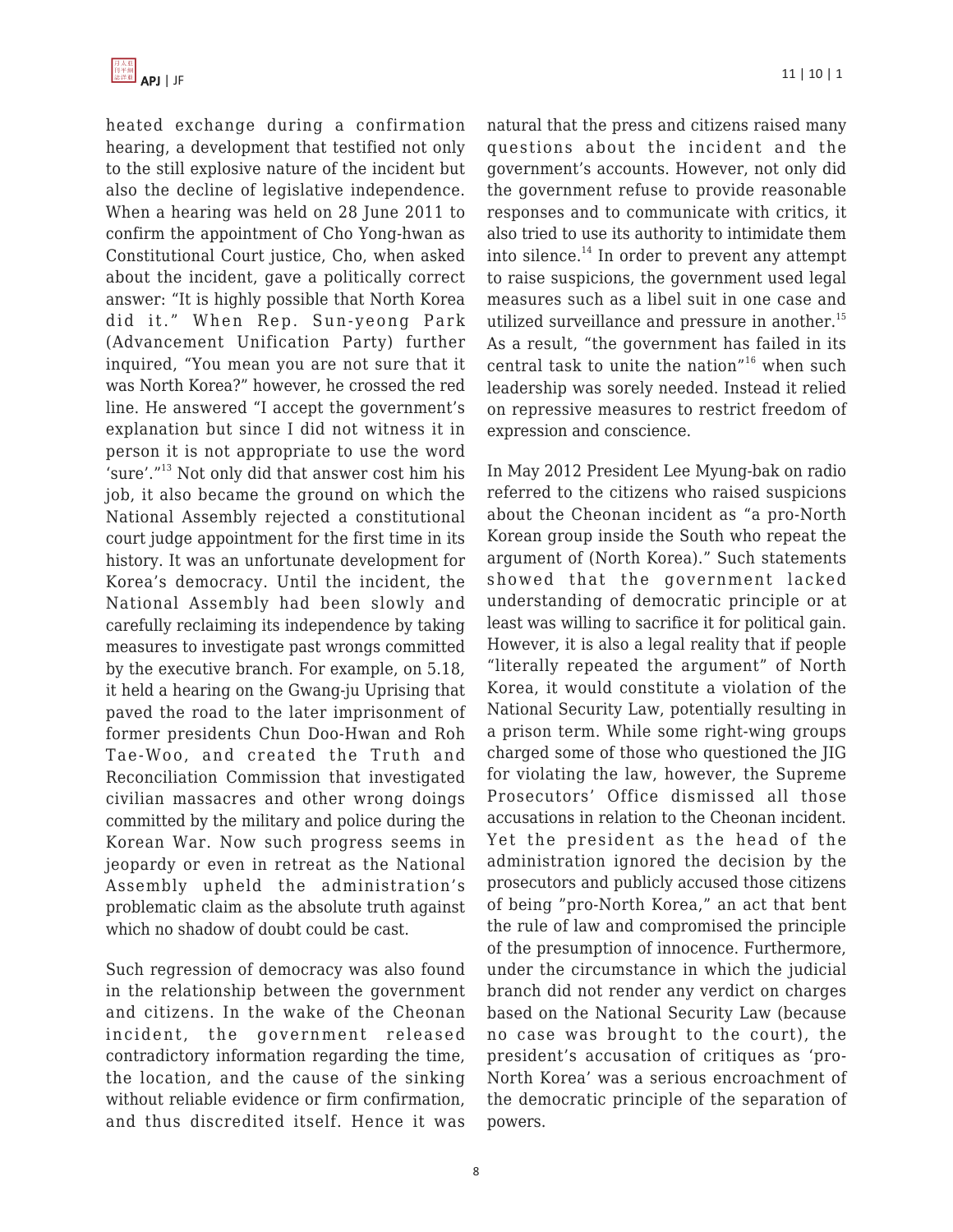heated exchange during a confirmation hearing, a development that testified not only to the still explosive nature of the incident but also the decline of legislative independence. When a hearing was held on 28 June 2011 to confirm the appointment of Cho Yong-hwan as Constitutional Court justice, Cho, when asked about the incident, gave a politically correct answer: "It is highly possible that North Korea did it." When Rep. Sun-yeong Park (Advancement Unification Party) further inquired, "You mean you are not sure that it was North Korea?" however, he crossed the red line. He answered "I accept the government's explanation but since I did not witness it in person it is not appropriate to use the word 'sure'."[13] Not only did that answer cost him his job, it also became the ground on which the National Assembly rejected a constitutional court judge appointment for the first time in its history. It was an unfortunate development for Korea's democracy. Until the incident, the National Assembly had been slowly and carefully reclaiming its independence by taking measures to investigate past wrongs committed by the executive branch. For example, on 5.18, it held a hearing on the Gwang-ju Uprising that paved the road to the later imprisonment of former presidents Chun Doo-Hwan and Roh Tae-Woo, and created the Truth and Reconciliation Commission that investigated civilian massacres and other wrong doings committed by the military and police during the Korean War. Now such progress seems in jeopardy or even in retreat as the National Assembly upheld the administration's problematic claim as the absolute truth against which no shadow of doubt could be cast.

Such regression of democracy was also found in the relationship between the government and citizens. In the wake of the Cheonan incident, the government released contradictory information regarding the time, the location, and the cause of the sinking without reliable evidence or firm confirmation, and thus discredited itself. Hence it was natural that the press and citizens raised many questions about the incident and the government's accounts. However, not only did the government refuse to provide reasonable responses and to communicate with critics, it also tried to use its authority to intimidate them into silence.[14] In order to prevent any attempt to raise suspicions, the government used legal measures such as a libel suit in one case and utilized surveillance and pressure in another.[15] As a result, "the government has failed in its central task to unite the nation"[16] when such leadership was sorely needed. Instead it relied on repressive measures to restrict freedom of expression and conscience.

In May 2012 President Lee Myung-bak on radio referred to the citizens who raised suspicions about the Cheonan incident as "a pro-North Korean group inside the South who repeat the argument of (North Korea)." Such statements showed that the government lacked understanding of democratic principle or at least was willing to sacrifice it for political gain. However, it is also a legal reality that if people "literally repeated the argument" of North Korea, it would constitute a violation of the National Security Law, potentially resulting in a prison term. While some right-wing groups charged some of those who questioned the JIG for violating the law, however, the Supreme Prosecutors' Office dismissed all those accusations in relation to the Cheonan incident. Yet the president as the head of the administration ignored the decision by the prosecutors and publicly accused those citizens of being "pro-North Korea," an act that bent the rule of law and compromised the principle of the presumption of innocence. Furthermore, under the circumstance in which the judicial branch did not render any verdict on charges based on the National Security Law (because no case was brought to the court), the president's accusation of critiques as 'pro-North Korea' was a serious encroachment of the democratic principle of the separation of powers.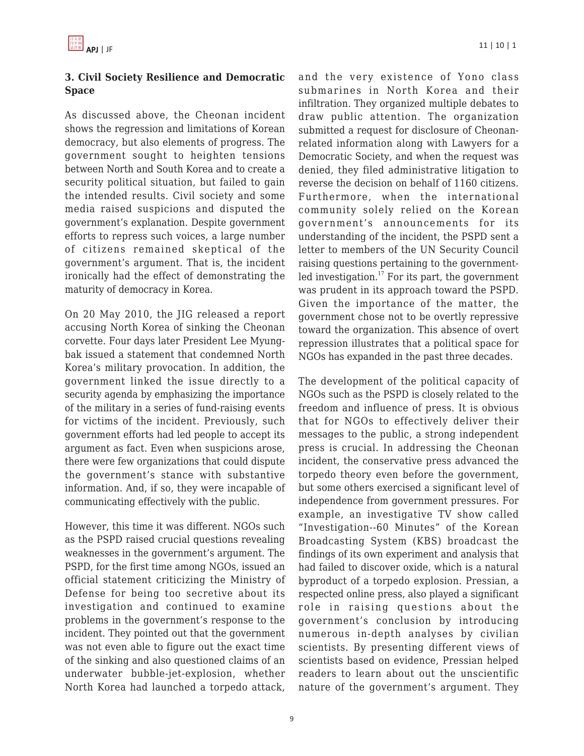### 3. Civil Society Resilience and Democratic Space

As discussed above, the Cheonan incident shows the regression and limitations of Korean democracy, but also elements of progress. The government sought to heighten tensions between North and South Korea and to create a security political situation, but failed to gain the intended results. Civil society and some media raised suspicions and disputed the government's explanation. Despite government efforts to repress such voices, a large number of citizens remained skeptical of the government's argument. That is, the incident ironically had the effect of demonstrating the maturity of democracy in Korea.

On 20 May 2010, the JIG released a report accusing North Korea of sinking the Cheonan corvette. Four days later President Lee Myung-bak issued a statement that condemned North Korea's military provocation. In addition, the government linked the issue directly to a security agenda by emphasizing the importance of the military in a series of fund-raising events for victims of the incident. Previously, such government efforts had led people to accept its argument as fact. Even when suspicions arose, there were few organizations that could dispute the government's stance with substantive information. And, if so, they were incapable of communicating effectively with the public.

However, this time it was different. NGOs such as the PSPD raised crucial questions revealing weaknesses in the government's argument. The PSPD, for the first time among NGOs, issued an official statement criticizing the Ministry of Defense for being too secretive about its investigation and continued to examine problems in the government's response to the incident. They pointed out that the government was not even able to figure out the exact time of the sinking and also questioned claims of an underwater bubble-jet-explosion, whether North Korea had launched a torpedo attack, and the very existence of Yono class submarines in North Korea and their infiltration. They organized multiple debates to draw public attention. The organization submitted a request for disclosure of Cheonan-related information along with Lawyers for a Democratic Society, and when the request was denied, they filed administrative litigation to reverse the decision on behalf of 1160 citizens. Furthermore, when the international community solely relied on the Korean government's announcements for its understanding of the incident, the PSPD sent a letter to members of the UN Security Council raising questions pertaining to the government-led investigation.[17] For its part, the government was prudent in its approach toward the PSPD. Given the importance of the matter, the government chose not to be overtly repressive toward the organization. This absence of overt repression illustrates that a political space for NGOs has expanded in the past three decades.

The development of the political capacity of NGOs such as the PSPD is closely related to the freedom and influence of press. It is obvious that for NGOs to effectively deliver their messages to the public, a strong independent press is crucial. In addressing the Cheonan incident, the conservative press advanced the torpedo theory even before the government, but some others exercised a significant level of independence from government pressures. For example, an investigative TV show called "Investigation--60 Minutes" of the Korean Broadcasting System (KBS) broadcast the findings of its own experiment and analysis that had failed to discover oxide, which is a natural byproduct of a torpedo explosion. Pressian, a respected online press, also played a significant role in raising questions about the government's conclusion by introducing numerous in-depth analyses by civilian scientists. By presenting different views of scientists based on evidence, Pressian helped readers to learn about out the unscientific nature of the government's argument. They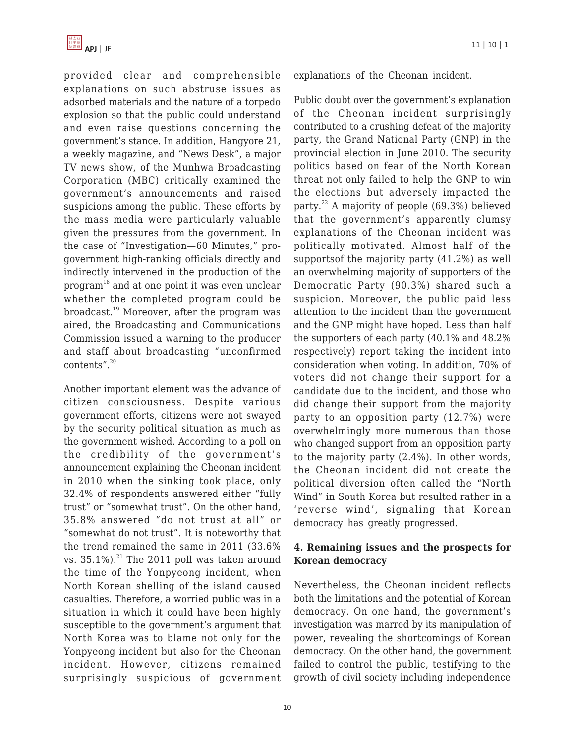provided clear and comprehensible explanations on such abstruse issues as adsorbed materials and the nature of a torpedo explosion so that the public could understand and even raise questions concerning the government's stance. In addition, Hangyore 21, a weekly magazine, and "News Desk", a major TV news show, of the Munhwa Broadcasting Corporation (MBC) critically examined the government's announcements and raised suspicions among the public. These efforts by the mass media were particularly valuable given the pressures from the government. In the case of "Investigation—60 Minutes," pro-government high-ranking officials directly and indirectly intervened in the production of the program[18] and at one point it was even unclear whether the completed program could be broadcast.[19] Moreover, after the program was aired, the Broadcasting and Communications Commission issued a warning to the producer and staff about broadcasting "unconfirmed contents".[20]

Another important element was the advance of citizen consciousness. Despite various government efforts, citizens were not swayed by the security political situation as much as the government wished. According to a poll on the credibility of the government's announcement explaining the Cheonan incident in 2010 when the sinking took place, only 32.4% of respondents answered either "fully trust" or "somewhat trust". On the other hand, 35.8% answered "do not trust at all" or "somewhat do not trust". It is noteworthy that the trend remained the same in 2011 (33.6% vs. 35.1%).[21] The 2011 poll was taken around the time of the Yonpyeong incident, when North Korean shelling of the island caused casualties. Therefore, a worried public was in a situation in which it could have been highly susceptible to the government's argument that North Korea was to blame not only for the Yonpyeong incident but also for the Cheonan incident. However, citizens remained surprisingly suspicious of government explanations of the Cheonan incident.

Public doubt over the government's explanation of the Cheonan incident surprisingly contributed to a crushing defeat of the majority party, the Grand National Party (GNP) in the provincial election in June 2010. The security politics based on fear of the North Korean threat not only failed to help the GNP to win the elections but adversely impacted the party.[22] A majority of people (69.3%) believed that the government's apparently clumsy explanations of the Cheonan incident was politically motivated. Almost half of the supportsof the majority party (41.2%) as well an overwhelming majority of supporters of the Democratic Party (90.3%) shared such a suspicion. Moreover, the public paid less attention to the incident than the government and the GNP might have hoped. Less than half the supporters of each party (40.1% and 48.2% respectively) report taking the incident into consideration when voting. In addition, 70% of voters did not change their support for a candidate due to the incident, and those who did change their support from the majority party to an opposition party (12.7%) were overwhelmingly more numerous than those who changed support from an opposition party to the majority party (2.4%). In other words, the Cheonan incident did not create the political diversion often called the "North Wind" in South Korea but resulted rather in a 'reverse wind', signaling that Korean democracy has greatly progressed.

### 4. Remaining issues and the prospects for Korean democracy

Nevertheless, the Cheonan incident reflects both the limitations and the potential of Korean democracy. On one hand, the government's investigation was marred by its manipulation of power, revealing the shortcomings of Korean democracy. On the other hand, the government failed to control the public, testifying to the growth of civil society including independence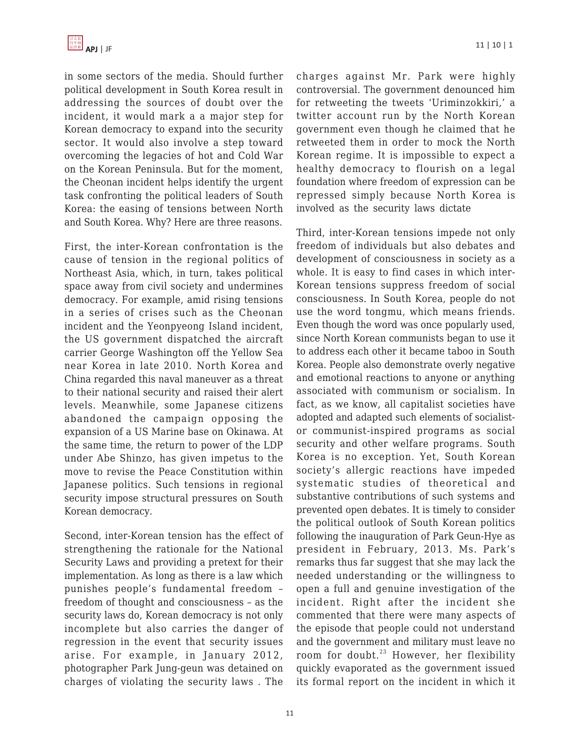in some sectors of the media. Should further political development in South Korea result in addressing the sources of doubt over the incident, it would mark a a major step for Korean democracy to expand into the security sector. It would also involve a step toward overcoming the legacies of hot and Cold War on the Korean Peninsula. But for the moment, the Cheonan incident helps identify the urgent task confronting the political leaders of South Korea: the easing of tensions between North and South Korea. Why? Here are three reasons.

First, the inter-Korean confrontation is the cause of tension in the regional politics of Northeast Asia, which, in turn, takes political space away from civil society and undermines democracy. For example, amid rising tensions in a series of crises such as the Cheonan incident and the Yeonpyeong Island incident, the US government dispatched the aircraft carrier George Washington off the Yellow Sea near Korea in late 2010. North Korea and China regarded this naval maneuver as a threat to their national security and raised their alert levels. Meanwhile, some Japanese citizens abandoned the campaign opposing the expansion of a US Marine base on Okinawa. At the same time, the return to power of the LDP under Abe Shinzo, has given impetus to the move to revise the Peace Constitution within Japanese politics. Such tensions in regional security impose structural pressures on South Korean democracy.

Second, inter-Korean tension has the effect of strengthening the rationale for the National Security Laws and providing a pretext for their implementation. As long as there is a law which punishes people's fundamental freedom – freedom of thought and consciousness – as the security laws do, Korean democracy is not only incomplete but also carries the danger of regression in the event that security issues arise. For example, in January 2012, photographer Park Jung-geun was detained on charges of violating the security laws . The charges against Mr. Park were highly controversial. The government denounced him for retweeting the tweets 'Uriminzokkiri,' a twitter account run by the North Korean government even though he claimed that he retweeted them in order to mock the North Korean regime. It is impossible to expect a healthy democracy to flourish on a legal foundation where freedom of expression can be repressed simply because North Korea is involved as the security laws dictate

Third, inter-Korean tensions impede not only freedom of individuals but also debates and development of consciousness in society as a whole. It is easy to find cases in which inter-Korean tensions suppress freedom of social consciousness. In South Korea, people do not use the word tongmu, which means friends. Even though the word was once popularly used, since North Korean communists began to use it to address each other it became taboo in South Korea. People also demonstrate overly negative and emotional reactions to anyone or anything associated with communism or socialism. In fact, as we know, all capitalist societies have adopted and adapted such elements of socialist- or communist-inspired programs as social security and other welfare programs. South Korea is no exception. Yet, South Korean society's allergic reactions have impeded systematic studies of theoretical and substantive contributions of such systems and prevented open debates. It is timely to consider the political outlook of South Korean politics following the inauguration of Park Geun-Hye as president in February, 2013. Ms. Park's remarks thus far suggest that she may lack the needed understanding or the willingness to open a full and genuine investigation of the incident. Right after the incident she commented that there were many aspects of the episode that people could not understand and the government and military must leave no room for doubt.[23] However, her flexibility quickly evaporated as the government issued its formal report on the incident in which it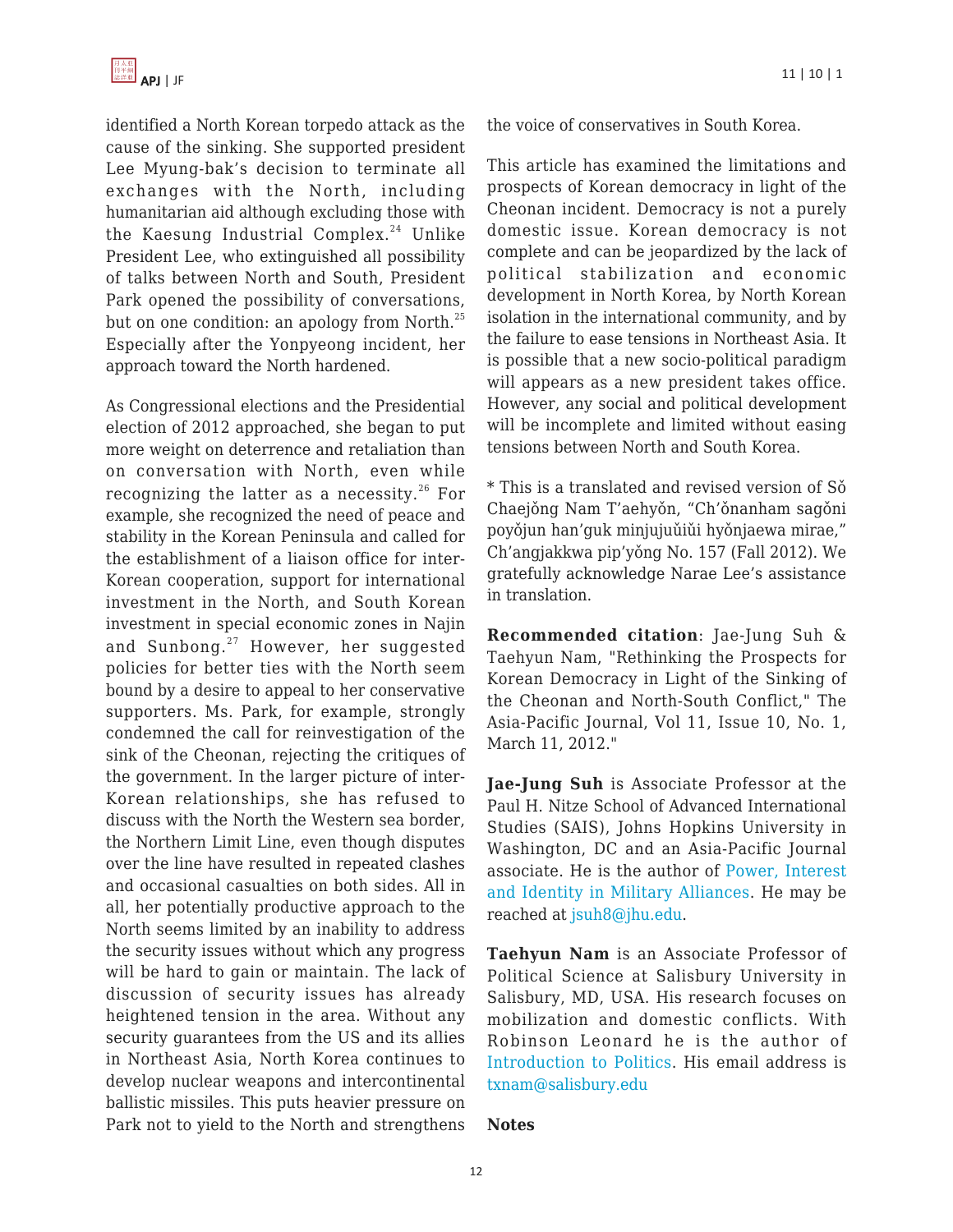identified a North Korean torpedo attack as the cause of the sinking. She supported president Lee Myung-bak's decision to terminate all exchanges with the North, including humanitarian aid although excluding those with the Kaesung Industrial Complex.[24] Unlike President Lee, who extinguished all possibility of talks between North and South, President Park opened the possibility of conversations, but on one condition: an apology from North.[25] Especially after the Yonpyeong incident, her approach toward the North hardened.

As Congressional elections and the Presidential election of 2012 approached, she began to put more weight on deterrence and retaliation than on conversation with North, even while recognizing the latter as a necessity.[26] For example, she recognized the need of peace and stability in the Korean Peninsula and called for the establishment of a liaison office for inter-Korean cooperation, support for international investment in the North, and South Korean investment in special economic zones in Najin and Sunbong.[27] However, her suggested policies for better ties with the North seem bound by a desire to appeal to her conservative supporters. Ms. Park, for example, strongly condemned the call for reinvestigation of the sink of the Cheonan, rejecting the critiques of the government. In the larger picture of inter-Korean relationships, she has refused to discuss with the North the Western sea border, the Northern Limit Line, even though disputes over the line have resulted in repeated clashes and occasional casualties on both sides. All in all, her potentially productive approach to the North seems limited by an inability to address the security issues without which any progress will be hard to gain or maintain. The lack of discussion of security issues has already heightened tension in the area. Without any security guarantees from the US and its allies in Northeast Asia, North Korea continues to develop nuclear weapons and intercontinental ballistic missiles. This puts heavier pressure on Park not to yield to the North and strengthens the voice of conservatives in South Korea.

This article has examined the limitations and prospects of Korean democracy in light of the Cheonan incident. Democracy is not a purely domestic issue. Korean democracy is not complete and can be jeopardized by the lack of political stabilization and economic development in North Korea, by North Korean isolation in the international community, and by the failure to ease tensions in Northeast Asia. It is possible that a new socio-political paradigm will appears as a new president takes office. However, any social and political development will be incomplete and limited without easing tensions between North and South Korea.

* This is a translated and revised version of Sŏ Chaejŏng Nam T'aehyŏn, "Ch'ŏnanham sagŏni poyŏjun han'guk minjujuŭiŭi hyŏnjaewa mirae," Ch'angjakkwa pip'yŏng No. 157 (Fall 2012). We gratefully acknowledge Narae Lee's assistance in translation.

**Recommended citation**: Jae-Jung Suh & Taehyun Nam, "Rethinking the Prospects for Korean Democracy in Light of the Sinking of the Cheonan and North-South Conflict," The Asia-Pacific Journal, Vol 11, Issue 10, No. 1, March 11, 2012."

**Jae-Jung Suh** is Associate Professor at the Paul H. Nitze School of Advanced International Studies (SAIS), Johns Hopkins University in Washington, DC and an Asia-Pacific Journal associate. He is the author of Power, Interest and Identity in Military Alliances. He may be reached at jsuh8@jhu.edu.

**Taehyun Nam** is an Associate Professor of Political Science at Salisbury University in Salisbury, MD, USA. His research focuses on mobilization and domestic conflicts. With Robinson Leonard he is the author of Introduction to Politics. His email address is txnam@salisbury.edu

**Notes**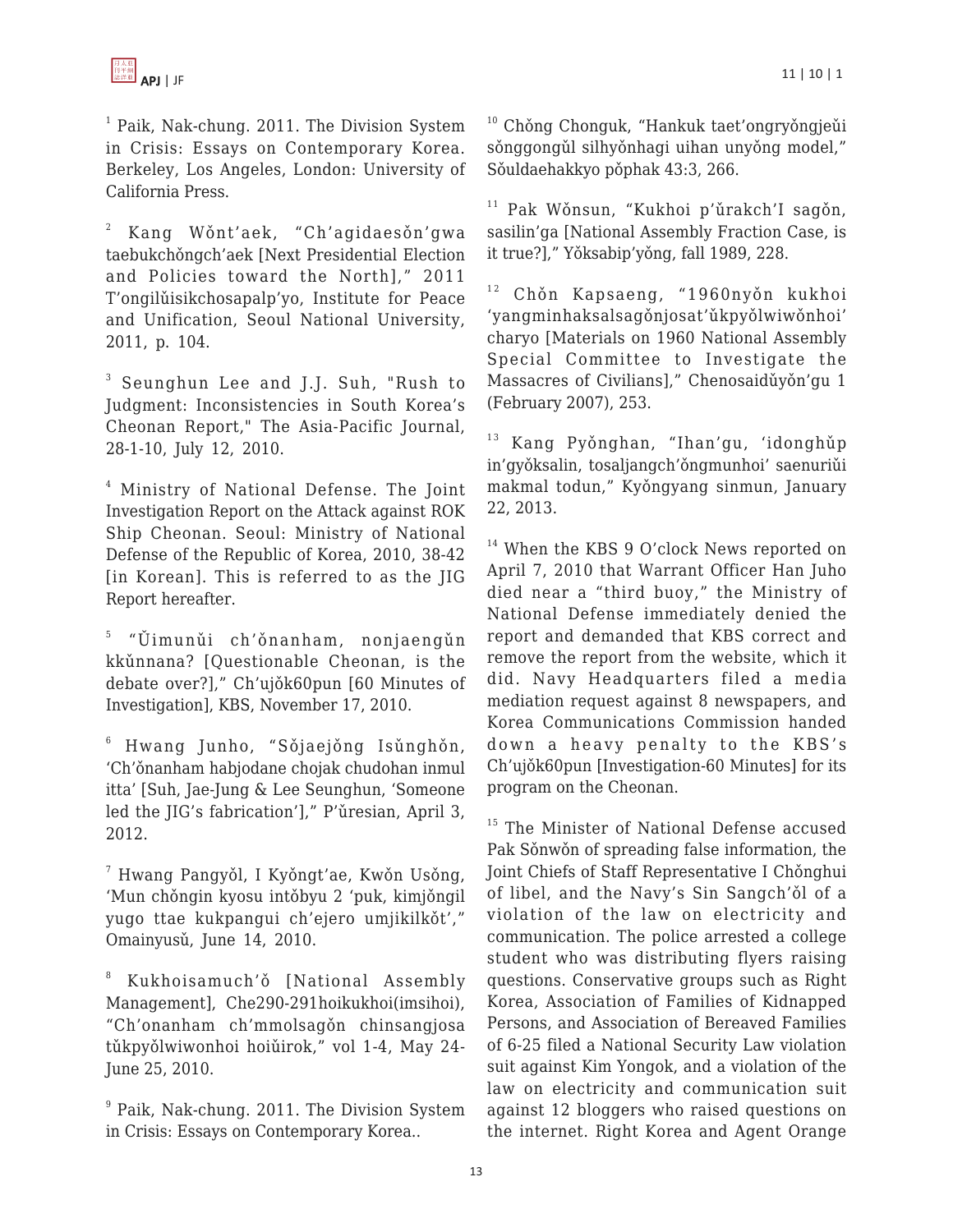[1] Paik, Nak-chung. 2011. The Division System in Crisis: Essays on Contemporary Korea. Berkeley, Los Angeles, London: University of California Press.

[2] Kang Wŏnt'aek, "Ch'agidaesŏn'gwa taebukchŏngch'aek [Next Presidential Election and Policies toward the North]," 2011 T'ongilŭisikchosapalp'yo, Institute for Peace and Unification, Seoul National University, 2011, p. 104.

[3] Seunghun Lee and J.J. Suh, "Rush to Judgment: Inconsistencies in South Korea's Cheonan Report," The Asia-Pacific Journal, 28-1-10, July 12, 2010.

[4] Ministry of National Defense. The Joint Investigation Report on the Attack against ROK Ship Cheonan. Seoul: Ministry of National Defense of the Republic of Korea, 2010, 38-42 [in Korean]. This is referred to as the JIG Report hereafter.

[5] "Ŭimunŭi ch'ŏnanham, nonjaengŭn kkŭnnana? [Questionable Cheonan, is the debate over?]," Ch'ujŏk60pun [60 Minutes of Investigation], KBS, November 17, 2010.

[6] Hwang Junho, "Sŏjaejŏng Isŭnghŏn, 'Ch'ŏnanham habjodane chojak chudohan inmul itta' [Suh, Jae-Jung & Lee Seunghun, 'Someone led the JIG's fabrication']," P'ŭresian, April 3, 2012.

[7] Hwang Pangyŏl, I Kyŏngt'ae, Kwŏn Usŏng, 'Mun chŏngin kyosu intŏbyu 2 'puk, kimjŏngil yugo ttae kukpangui ch'ejero umjikilkŏt'," Omainyusŭ, June 14, 2010.

[8] Kukhoisamuch'ŏ [National Assembly Management], Che290-291hoikukhoi(imsihoi), "Ch'onanham ch'mmolsagŏn chinsangjosa tŭkpyŏlwiwonhoi hoiŭirok," vol 1-4, May 24-June 25, 2010.

[9] Paik, Nak-chung. 2011. The Division System in Crisis: Essays on Contemporary Korea..

[10] Chŏng Chonguk, "Hankuk taet'ongryŏngjeŭi sŏnggongŭl silhyŏnhagi uihan unyŏng model," Sŏuldaehakkyo pŏphak 43:3, 266.

[11] Pak Wŏnsun, "Kukhoi p'ŭrakch'I sagŏn, sasilin'ga [National Assembly Fraction Case, is it true?]," Yŏksabip'yŏng, fall 1989, 228.

[12] Chŏn Kapsaeng, "1960nyŏn kukhoi 'yangminhaksalsagŏnjosat'ŭkpyŏlwiwŏnhoi' charyo [Materials on 1960 National Assembly Special Committee to Investigate the Massacres of Civilians]," Chenosaidŭyŏn'gu 1 (February 2007), 253.

[13] Kang Pyŏnghan, "Ihan'gu, 'idonghŭp in'gyŏksalin, tosaljangch'ŏngmunhoi' saenuriŭi makmal todun," Kyŏngyang sinmun, January 22, 2013.

[14] When the KBS 9 O'clock News reported on April 7, 2010 that Warrant Officer Han Juho died near a "third buoy," the Ministry of National Defense immediately denied the report and demanded that KBS correct and remove the report from the website, which it did. Navy Headquarters filed a media mediation request against 8 newspapers, and Korea Communications Commission handed down a heavy penalty to the KBS's Ch'ujŏk60pun [Investigation-60 Minutes] for its program on the Cheonan.

[15] The Minister of National Defense accused Pak Sŏnwŏn of spreading false information, the Joint Chiefs of Staff Representative I Chŏnghui of libel, and the Navy's Sin Sangch'ŏl of a violation of the law on electricity and communication. The police arrested a college student who was distributing flyers raising questions. Conservative groups such as Right Korea, Association of Families of Kidnapped Persons, and Association of Bereaved Families of 6-25 filed a National Security Law violation suit against Kim Yongok, and a violation of the law on electricity and communication suit against 12 bloggers who raised questions on the internet. Right Korea and Agent Orange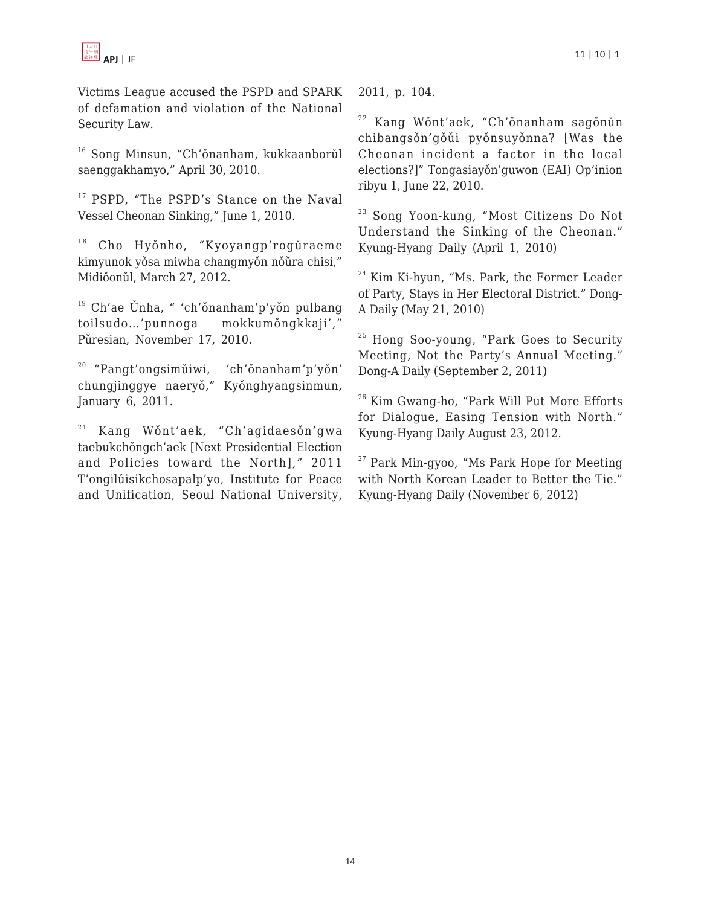Victims League accused the PSPD and SPARK of defamation and violation of the National Security Law.

[16] Song Minsun, "Ch'ŏnanham, kukkaanborŭl saenggakhamyo," April 30, 2010.

[17] PSPD, "The PSPD's Stance on the Naval Vessel Cheonan Sinking," June 1, 2010.

[18] Cho Hyŏnho, "Kyoyangp'rogŭraeme kimyunok yŏsa miwha changmyŏn nŏŭra chisi," Midiŏonŭl, March 27, 2012.

[19] Ch'ae Ŭnha, " 'ch'ŏnanham'p'yŏn pulbang toilsudo…'punnoga mokkumŏngkkaji'," Pŭresian, November 17, 2010.

[20] "Pangt'ongsimŭiwi, 'ch'ŏnanham'p'yŏn' chungjinggye naeryŏ," Kyŏnghyangsinmun, January 6, 2011.

[21] Kang Wŏnt'aek, "Ch'agidaesŏn'gwa taebukchŏngch'aek [Next Presidential Election and Policies toward the North]," 2011 T'ongilŭisikchosapalp'yo, Institute for Peace and Unification, Seoul National University, 2011, p. 104.

[22] Kang Wŏnt'aek, "Ch'ŏnanham sagŏnŭn chibangsŏn'gŏŭi pyŏnsuyŏnna? [Was the Cheonan incident a factor in the local elections?]" Tongasiayŏn'guwon (EAI) Op'inion ribyu 1, June 22, 2010.

[23] Song Yoon-kung, "Most Citizens Do Not Understand the Sinking of the Cheonan." Kyung-Hyang Daily (April 1, 2010)

[24] Kim Ki-hyun, "Ms. Park, the Former Leader of Party, Stays in Her Electoral District." Dong-A Daily (May 21, 2010)

[25] Hong Soo-young, "Park Goes to Security Meeting, Not the Party's Annual Meeting." Dong-A Daily (September 2, 2011)

[26] Kim Gwang-ho, "Park Will Put More Efforts for Dialogue, Easing Tension with North." Kyung-Hyang Daily August 23, 2012.

[27] Park Min-gyoo, "Ms Park Hope for Meeting with North Korean Leader to Better the Tie." Kyung-Hyang Daily (November 6, 2012)